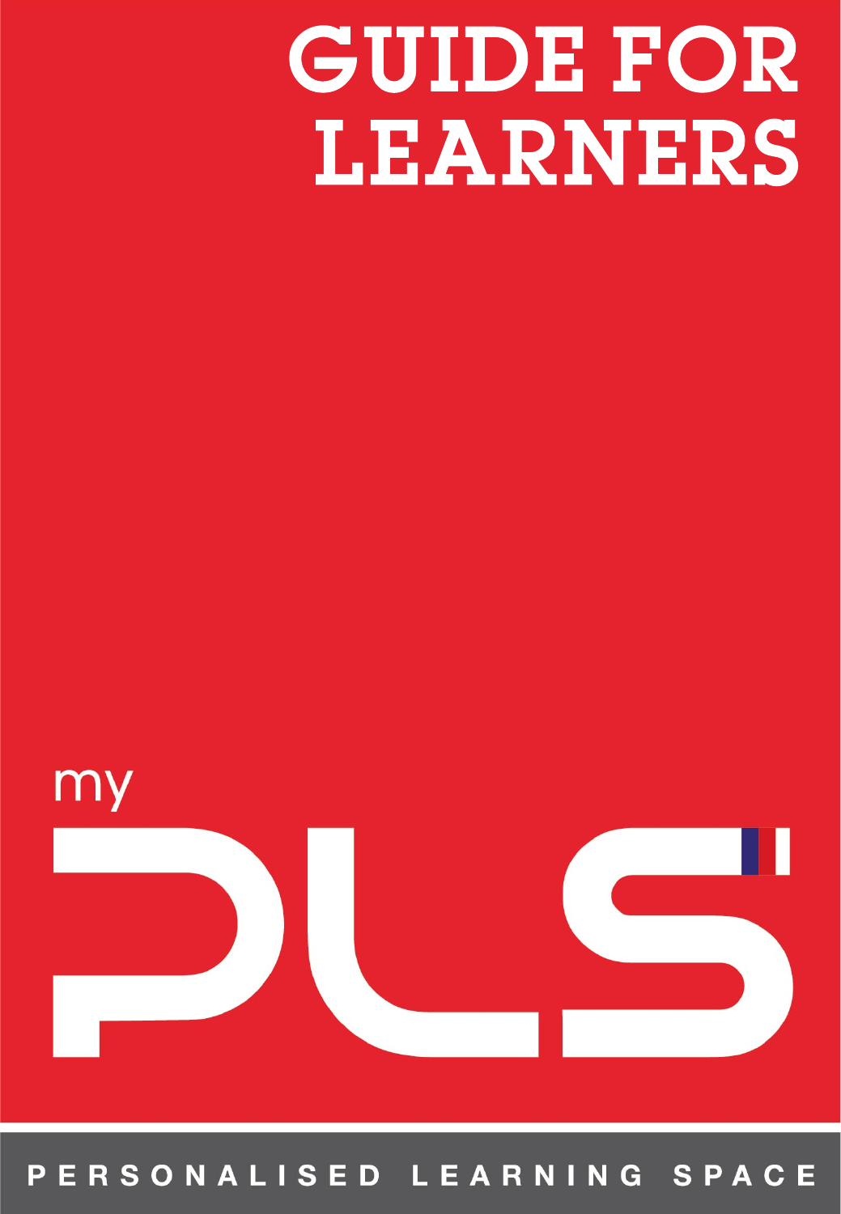# GUIDE FOR LEARNERS

my

PLS

PERSONALISED LEARNING SPACE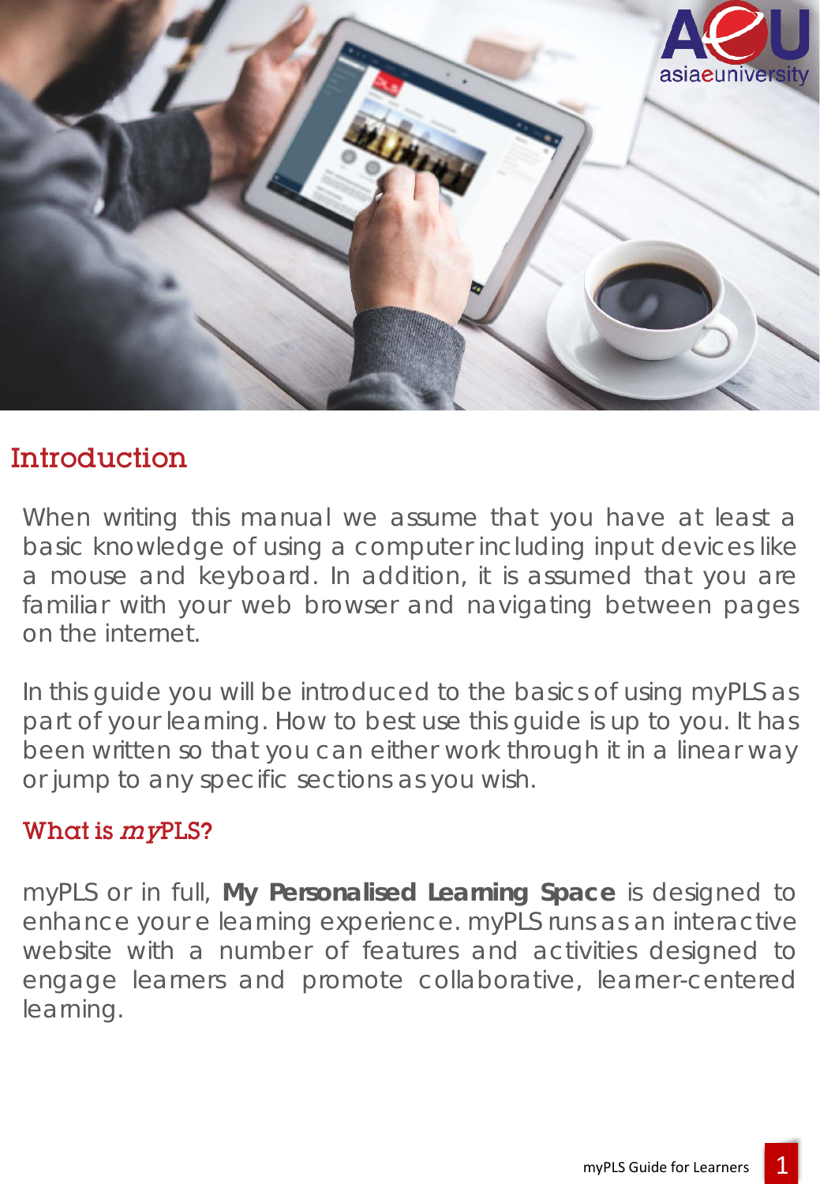## Introduction

When writing this manual we assume that you have at least a basic knowledge of using a computer including input devices like a mouse and keyboard. In addition, it is assumed that you are familiar with your web browser and navigating between pages on the internet.

In this guide you will be introduced to the basics of using myPLS as part of your learning. How to best use this guide is up to you. It has been written so that you can either work through it in a linear way or jump to any specific sections as you wish.

### What is *my*PLS?

myPLS or in full, **My Personalised Learning Space** is designed to enhance your e learning experience. myPLS runs as an interactive website with a number of features and activities designed to engage learners and promote collaborative, learner-centered learning.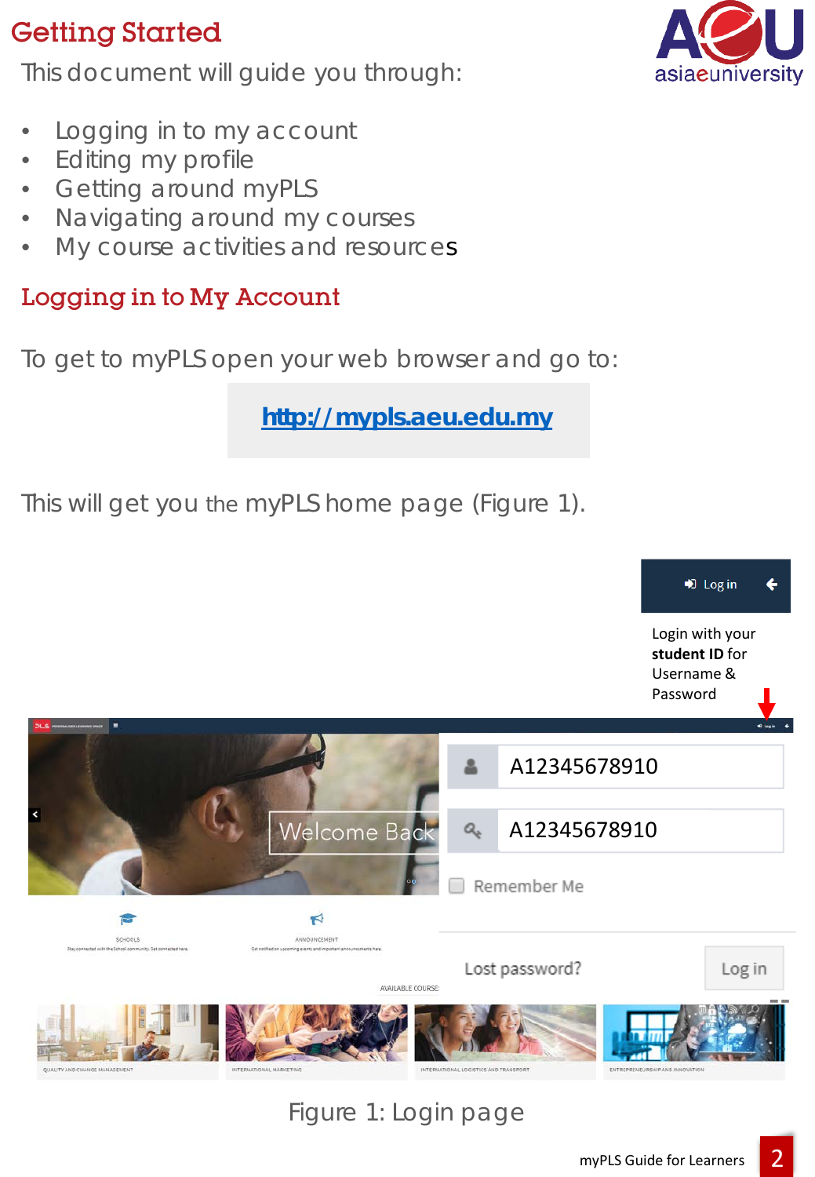# Getting Started

This document will guide you through:

- Logging in to my account
- Editing my profile
- Getting around myPLS
- Navigating around my courses
- My course activities and resources

## Logging in to My Account

To get to myPLS open your web browser and go to:

http://mypls.aeu.edu.my

This will get you the myPLS home page (Figure 1).

Log in

Login with your **student ID** for Username & Password

A12345678910

A12345678910

Remember Me

Lost password?

Log in

Figure 1: Login page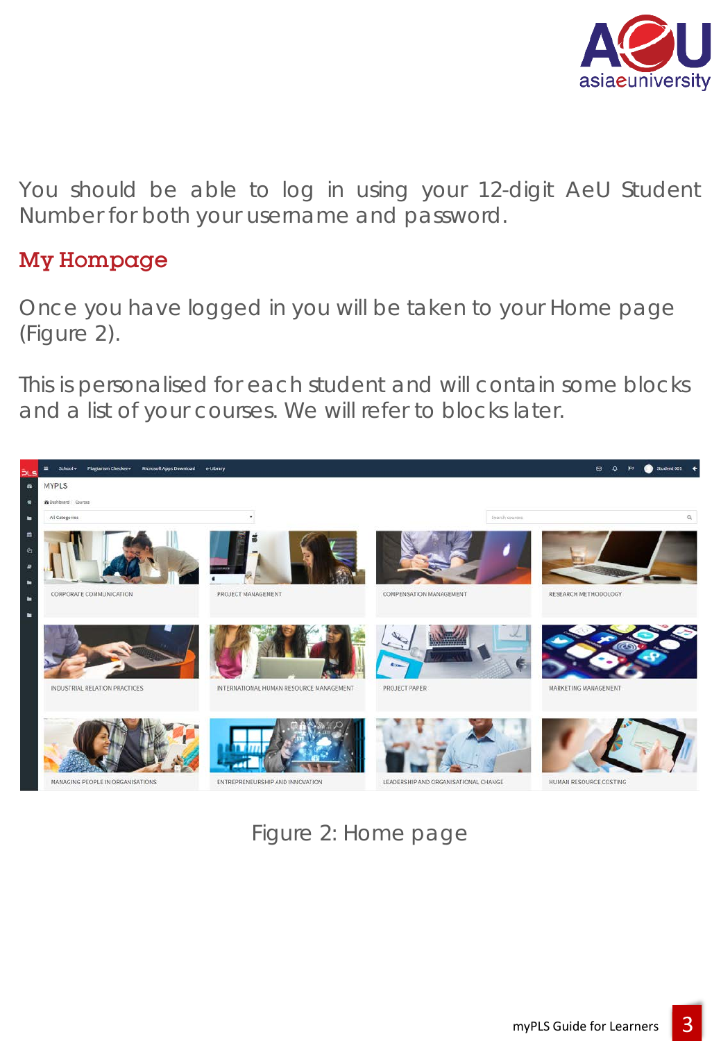You should be able to log in using your 12-digit AeU Student Number for both your username and password.

## My Hompage

Once you have logged in you will be taken to your Home page (Figure 2).

This is personalised for each student and will contain some blocks and a list of your courses. We will refer to blocks later.

Figure 2: Home page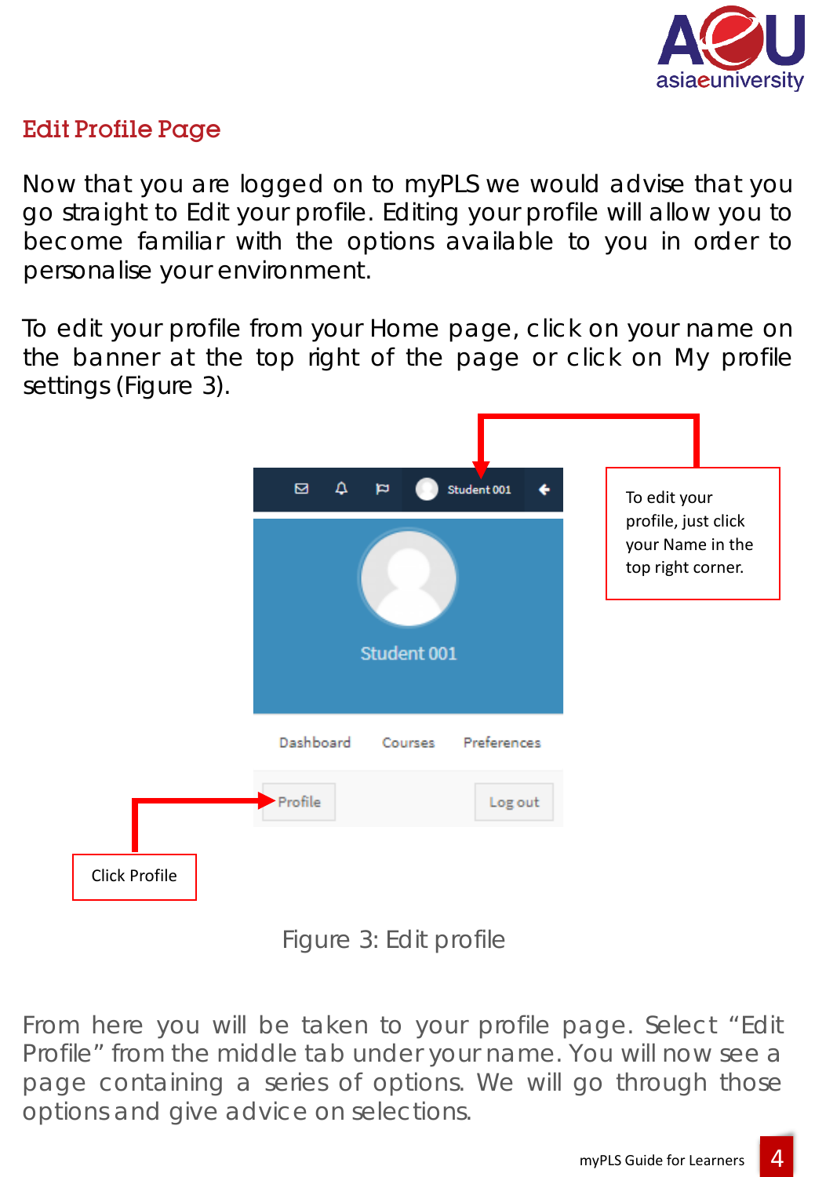## Edit Profile Page

Now that you are logged on to myPLS we would advise that you go straight to Edit your profile. Editing your profile will allow you to become familiar with the options available to you in order to personalise your environment.

To edit your profile from your Home page, click on your name on the banner at the top right of the page or click on My profile settings (Figure 3).

To edit your profile, just click your Name in the top right corner.

Click Profile

Figure 3: Edit profile

From here you will be taken to your profile page. Select "Edit Profile" from the middle tab under your name. You will now see a page containing a series of options. We will go through those options and give advice on selections.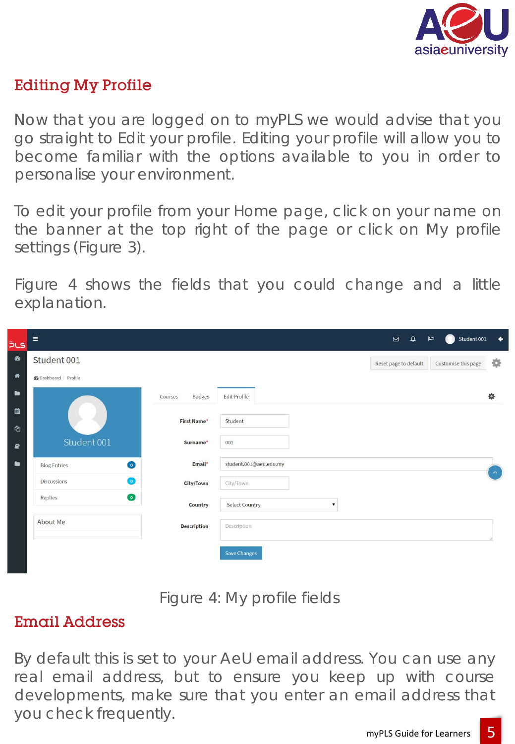## Editing My Profile

Now that you are logged on to myPLS we would advise that you go straight to Edit your profile. Editing your profile will allow you to become familiar with the options available to you in order to personalise your environment.

To edit your profile from your Home page, click on your name on the banner at the top right of the page or click on My profile settings (Figure 3).

Figure 4 shows the fields that you could change and a little explanation.

Figure 4: My profile fields

## Email Address

By default this is set to your AeU email address. You can use any real email address, but to ensure you keep up with course developments, make sure that you enter an email address that you check frequently.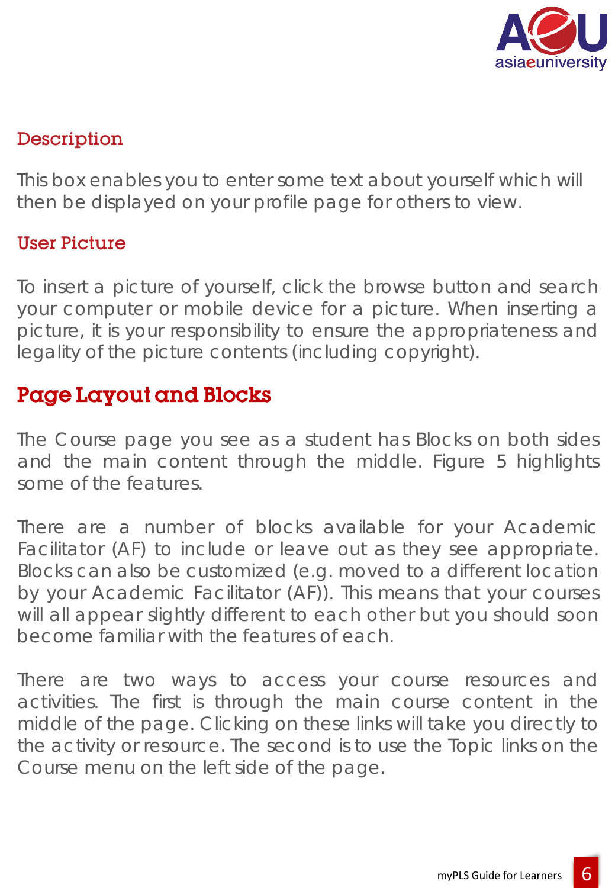### Description

This box enables you to enter some text about yourself which will then be displayed on your profile page for others to view.

### User Picture

To insert a picture of yourself, click the browse button and search your computer or mobile device for a picture. When inserting a picture, it is your responsibility to ensure the appropriateness and legality of the picture contents (including copyright).

## Page Layout and Blocks

The Course page you see as a student has Blocks on both sides and the main content through the middle. Figure 5 highlights some of the features.

There are a number of blocks available for your Academic Facilitator (AF) to include or leave out as they see appropriate. Blocks can also be customized (e.g. moved to a different location by your Academic Facilitator (AF)). This means that your courses will all appear slightly different to each other but you should soon become familiar with the features of each.

There are two ways to access your course resources and activities. The first is through the main course content in the middle of the page. Clicking on these links will take you directly to the activity or resource. The second is to use the Topic links on the Course menu on the left side of the page.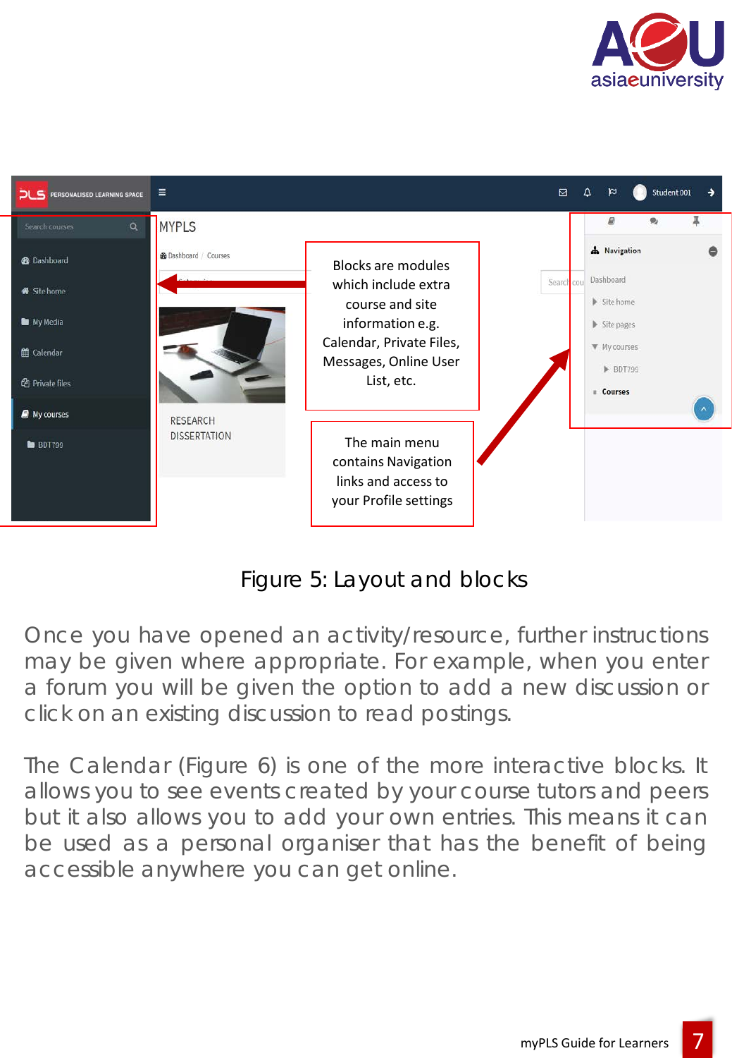Figure 5: Layout and blocks

Once you have opened an activity/resource, further instructions may be given where appropriate. For example, when you enter a forum you will be given the option to add a new discussion or click on an existing discussion to read postings.

The Calendar (Figure 6) is one of the more interactive blocks. It allows you to see events created by your course tutors and peers but it also allows you to add your own entries. This means it can be used as a personal organiser that has the benefit of being accessible anywhere you can get online.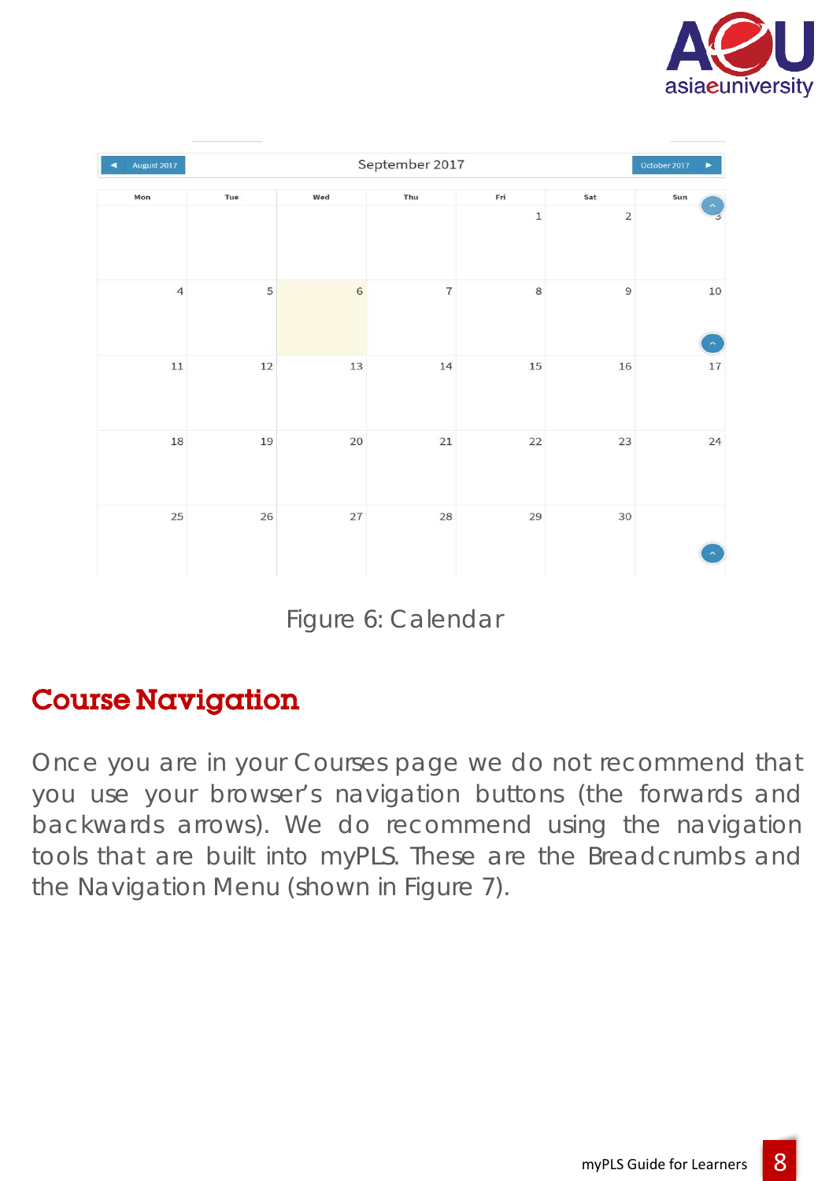| ◄ August 2017 | | | September 2017 | | | October 2017 ► |
|---|---|---|---|---|---|---|
| **Mon** | **Tue** | **Wed** | **Thu** | **Fri** | **Sat** | **Sun** |
| | | | | 1 | 2 | 3 |
| 4 | 5 | 6 | 7 | 8 | 9 | 10 |
| 11 | 12 | 13 | 14 | 15 | 16 | 17 |
| 18 | 19 | 20 | 21 | 22 | 23 | 24 |
| 25 | 26 | 27 | 28 | 29 | 30 | |

Figure 6: Calendar

## Course Navigation

Once you are in your Courses page we do not recommend that you use your browser's navigation buttons (the forwards and backwards arrows). We do recommend using the navigation tools that are built into myPLS. These are the Breadcrumbs and the Navigation Menu (shown in Figure 7).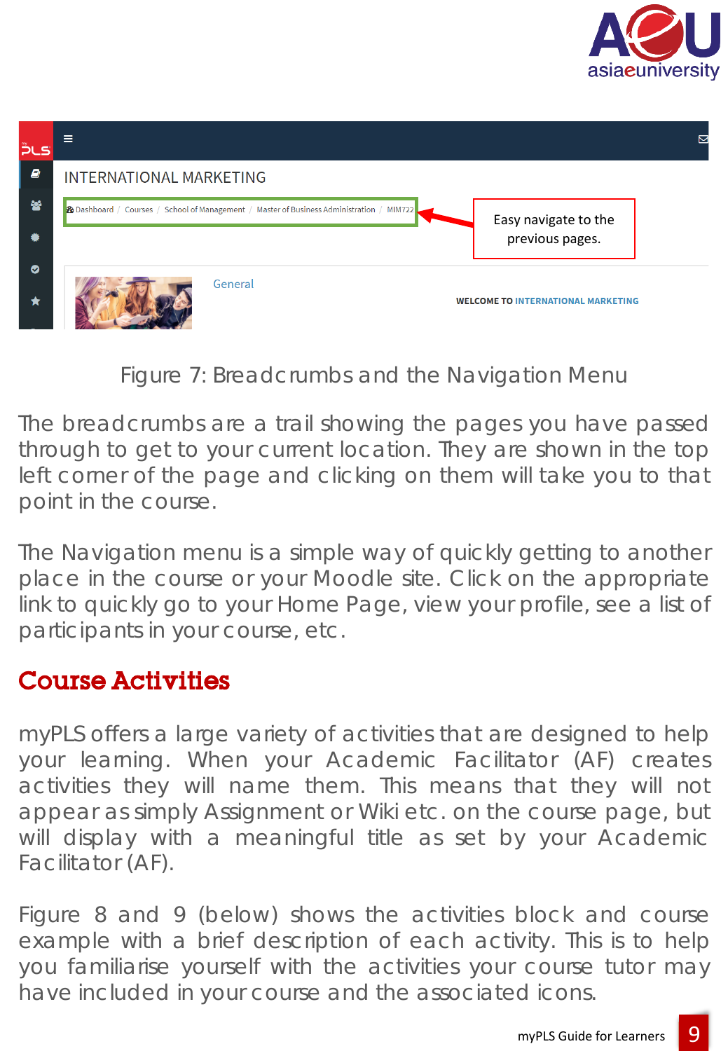Figure 7: Breadcrumbs and the Navigation Menu

The breadcrumbs are a trail showing the pages you have passed through to get to your current location. They are shown in the top left corner of the page and clicking on them will take you to that point in the course.

The Navigation menu is a simple way of quickly getting to another place in the course or your Moodle site. Click on the appropriate link to quickly go to your Home Page, view your profile, see a list of participants in your course, etc.

## Course Activities

myPLS offers a large variety of activities that are designed to help your learning. When your Academic Facilitator (AF) creates activities they will name them. This means that they will not appear as simply Assignment or Wiki etc. on the course page, but will display with a meaningful title as set by your Academic Facilitator (AF).

Figure 8 and 9 (below) shows the activities block and course example with a brief description of each activity. This is to help you familiarise yourself with the activities your course tutor may have included in your course and the associated icons.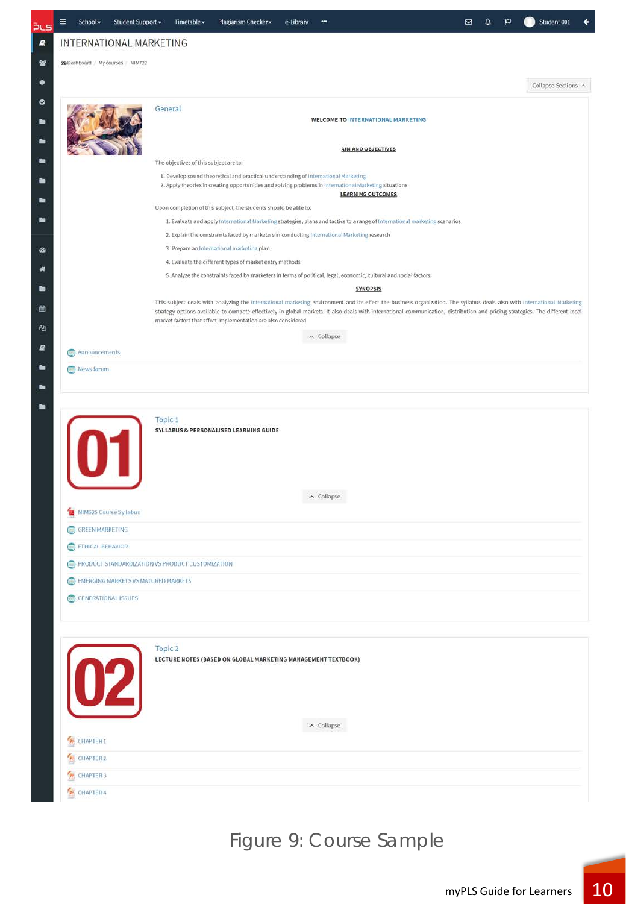INTERNATIONAL MARKETING

Dashboard / My courses / MIM722

Collapse Sections

General

**WELCOME TO INTERNATIONAL MARKETING**

**AIM AND OBJECTIVES**

The objectives of this subject are to:

1. Develop sound theoretical and practical understanding of International Marketing
2. Apply theories in creating opportunities and solving problems in International Marketing situations

**LEARNING OUTCOMES**

Upon completion of this subject, the students should be able to:

1. Evaluate and apply International Marketing strategies, plans and tactics to a range of International marketing scenarios
2. Explain the constraints faced by marketers in conducting International Marketing research
3. Prepare an International marketing plan
4. Evaluate the different types of market entry methods
5. Analyze the constraints faced by marketers in terms of political, legal, economic, cultural and social factors.

**SYNOPSIS**

This subject deals with analyzing the international marketing environment and its effect the business organization. The syllabus deals also with International Marketing strategy options available to compete effectively in global markets. It also deals with international communication, distribution and pricing strategies. The different local market factors that affect implementation are also considered.

Collapse

Announcements

News forum

Topic 1

**SYLLABUS & PERSONALISED LEARNING GUIDE**

Collapse

MIM525 Course Syllabus

GREEN MARKETING

ETHICAL BEHAVIOR

PRODUCT STANDARDIZATION VS PRODUCT CUSTOMIZATION

EMERGING MARKETS VS MATURED MARKETS

GENERATIONAL ISSUES

Topic 2

**LECTURE NOTES (BASED ON GLOBAL MARKETING MANAGEMENT TEXTBOOK)**

Collapse

CHAPTER 1

CHAPTER 2

CHAPTER 3

CHAPTER 4

Figure 9: Course Sample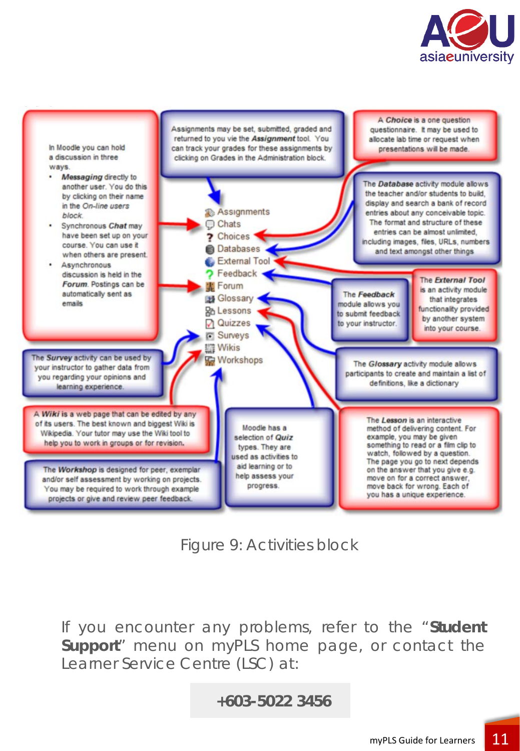In Moodle you can hold a discussion in three ways.

- ***Messaging*** directly to another user. You do this by clicking on their name in the *On-line users block*.
- Synchronous ***Chat*** may have been set up on your course. You can use it when others are present.
- Asynchronous discussion is held in the ***Forum***. Postings can be automatically sent as emails

Assignments may be set, submitted, graded and returned to you vie the ***Assignment*** tool. You can track your grades for these assignments by clicking on Grades in the Administration block.

A ***Choice*** is a one question questionnaire. It may be used to allocate lab time or request when presentations will be made.

The ***Database*** activity module allows the teacher and/or students to build, display and search a bank of record entries about any conceivable topic. The format and structure of these entries can be almost unlimited, including images, files, URLs, numbers and text amongst other things

Assignments
Chats
Choices
Databases
External Tool
Feedback
Forum
Glossary
Lessons
Quizzes
Surveys
Wikis
Workshops

The ***Feedback*** module allows you to submit feedback to your instructor.

The ***External Tool*** is an activity module that integrates functionality provided by another system into your course.

The ***Survey*** activity can be used by your instructor to gather data from you regarding your opinions and learning experience.

The ***Glossary*** activity module allows participants to create and maintain a list of definitions, like a dictionary

A ***Wiki*** is a web page that can be edited by any of its users. The best known and biggest Wiki is Wikipedia. Your tutor may use the Wiki tool to help you to work in groups or for revision.

Moodle has a selection of ***Quiz*** types. They are used as activities to aid learning or to help assess your progress.

The ***Lesson*** is an interactive method of delivering content. For example, you may be given something to read or a film clip to watch, followed by a question. The page you go to next depends on the answer that you give e.g. move on for a correct answer, move back for wrong. Each of you has a unique experience.

The ***Workshop*** is designed for peer, exemplar and/or self assessment by working on projects. You may be required to work through example projects or give and review peer feedback.

Figure 9: Activities block

If you encounter any problems, refer to the "**Student Support**" menu on myPLS home page, or contact the Learner Service Centre (LSC) at:

**+603-5022 3456**